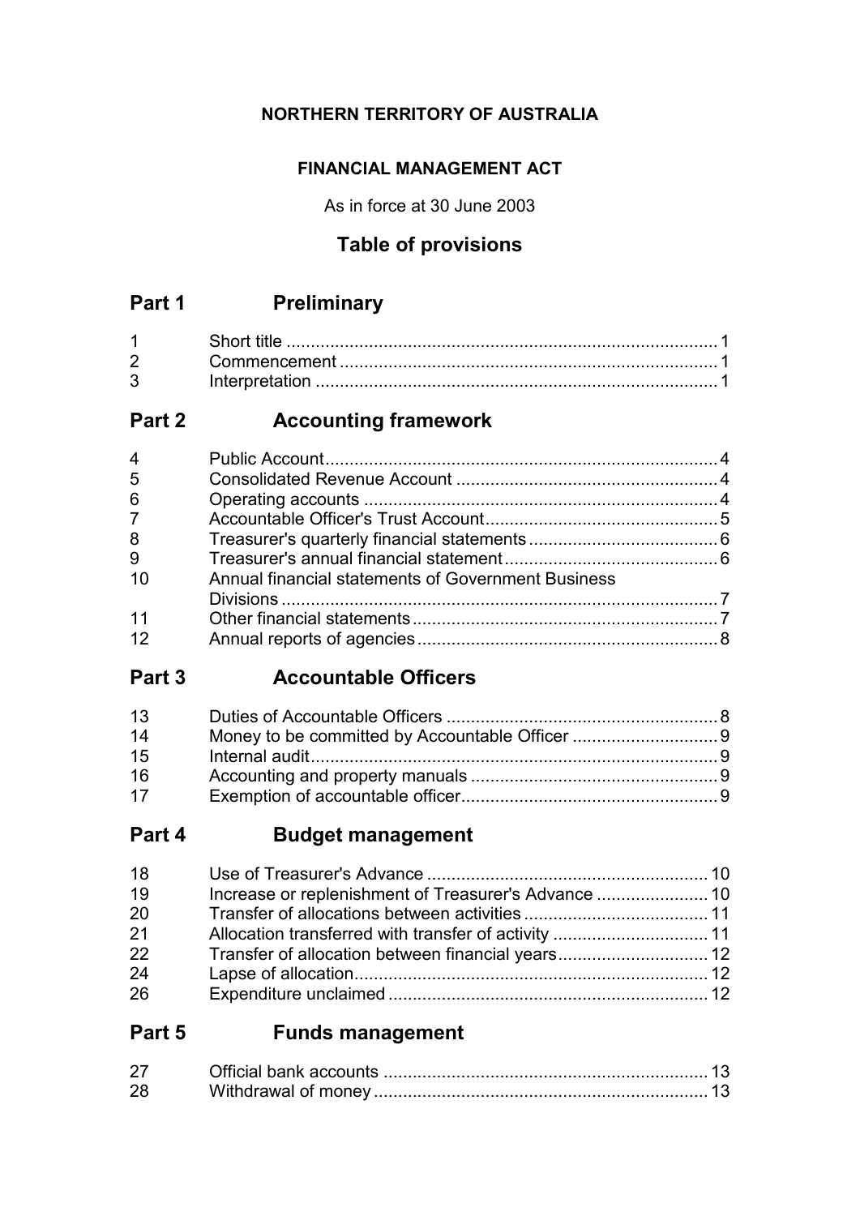**NORTHERN TERRITORY OF AUSTRALIA**

**FINANCIAL MANAGEMENT ACT**

As in force at 30 June 2003

## Table of provisions

## Part 1 Preliminary

| | | |
|---|---|---|
| 1 | Short title | 1 |
| 2 | Commencement | 1 |
| 3 | Interpretation | 1 |

## Part 2 Accounting framework

| | | |
|---|---|---|
| 4 | Public Account | 4 |
| 5 | Consolidated Revenue Account | 4 |
| 6 | Operating accounts | 4 |
| 7 | Accountable Officer's Trust Account | 5 |
| 8 | Treasurer's quarterly financial statements | 6 |
| 9 | Treasurer's annual financial statement | 6 |
| 10 | Annual financial statements of Government Business Divisions | 7 |
| 11 | Other financial statements | 7 |
| 12 | Annual reports of agencies | 8 |

## Part 3 Accountable Officers

| | | |
|---|---|---|
| 13 | Duties of Accountable Officers | 8 |
| 14 | Money to be committed by Accountable Officer | 9 |
| 15 | Internal audit | 9 |
| 16 | Accounting and property manuals | 9 |
| 17 | Exemption of accountable officer | 9 |

## Part 4 Budget management

| | | |
|---|---|---|
| 18 | Use of Treasurer's Advance | 10 |
| 19 | Increase or replenishment of Treasurer's Advance | 10 |
| 20 | Transfer of allocations between activities | 11 |
| 21 | Allocation transferred with transfer of activity | 11 |
| 22 | Transfer of allocation between financial years | 12 |
| 24 | Lapse of allocation | 12 |
| 26 | Expenditure unclaimed | 12 |

## Part 5 Funds management

| | | |
|---|---|---|
| 27 | Official bank accounts | 13 |
| 28 | Withdrawal of money | 13 |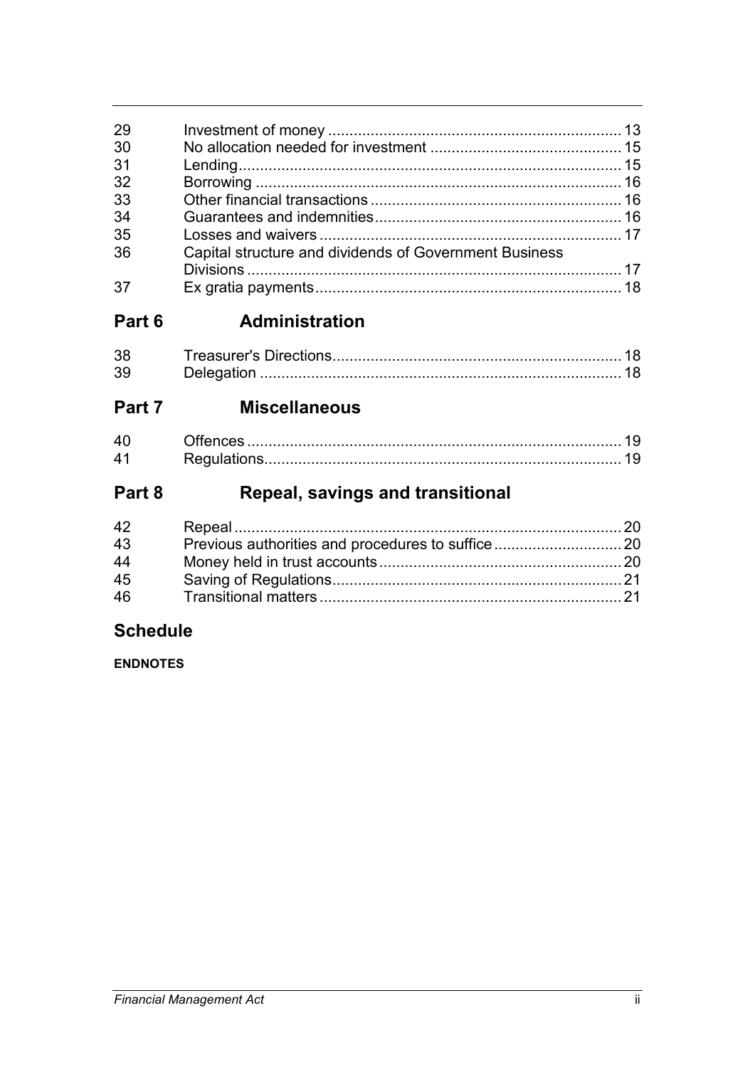| | | |
|---|---|---|
| 29 | Investment of money | 13 |
| 30 | No allocation needed for investment | 15 |
| 31 | Lending | 15 |
| 32 | Borrowing | 16 |
| 33 | Other financial transactions | 16 |
| 34 | Guarantees and indemnities | 16 |
| 35 | Losses and waivers | 17 |
| 36 | Capital structure and dividends of Government Business Divisions | 17 |
| 37 | Ex gratia payments | 18 |

## Part 6 Administration

| | | |
|---|---|---|
| 38 | Treasurer's Directions | 18 |
| 39 | Delegation | 18 |

## Part 7 Miscellaneous

| | | |
|---|---|---|
| 40 | Offences | 19 |
| 41 | Regulations | 19 |

## Part 8 Repeal, savings and transitional

| | | |
|---|---|---|
| 42 | Repeal | 20 |
| 43 | Previous authorities and procedures to suffice | 20 |
| 44 | Money held in trust accounts | 20 |
| 45 | Saving of Regulations | 21 |
| 46 | Transitional matters | 21 |

## Schedule

**ENDNOTES**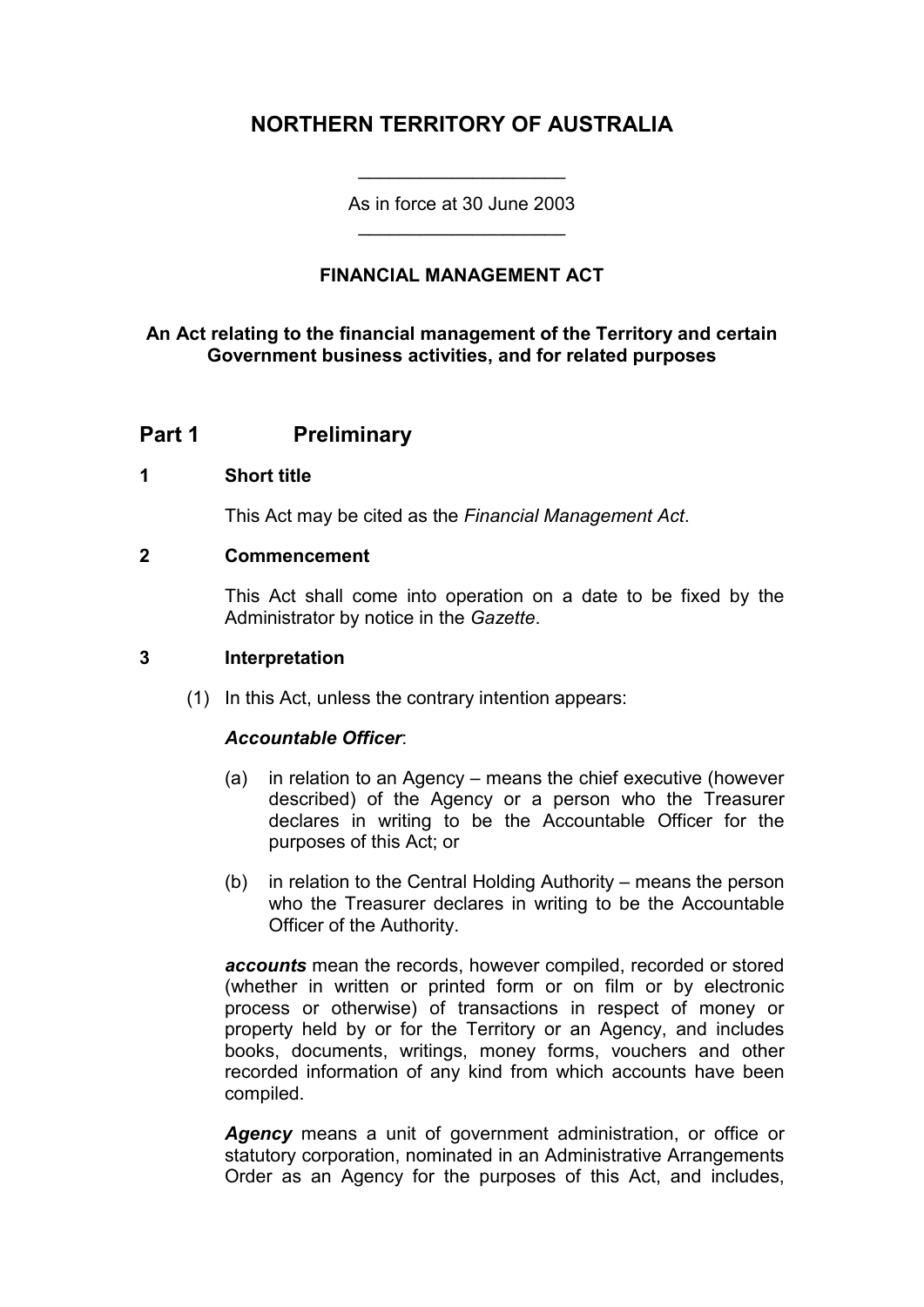# NORTHERN TERRITORY OF AUSTRALIA

As in force at 30 June 2003

## FINANCIAL MANAGEMENT ACT

**An Act relating to the financial management of the Territory and certain Government business activities, and for related purposes**

## Part 1 Preliminary

### 1 Short title

This Act may be cited as the *Financial Management Act*.

### 2 Commencement

This Act shall come into operation on a date to be fixed by the Administrator by notice in the *Gazette*.

### 3 Interpretation

(1) In this Act, unless the contrary intention appears:

***Accountable Officer***:

(a) in relation to an Agency – means the chief executive (however described) of the Agency or a person who the Treasurer declares in writing to be the Accountable Officer for the purposes of this Act; or

(b) in relation to the Central Holding Authority – means the person who the Treasurer declares in writing to be the Accountable Officer of the Authority.

***accounts*** mean the records, however compiled, recorded or stored (whether in written or printed form or on film or by electronic process or otherwise) of transactions in respect of money or property held by or for the Territory or an Agency, and includes books, documents, writings, money forms, vouchers and other recorded information of any kind from which accounts have been compiled.

***Agency*** means a unit of government administration, or office or statutory corporation, nominated in an Administrative Arrangements Order as an Agency for the purposes of this Act, and includes,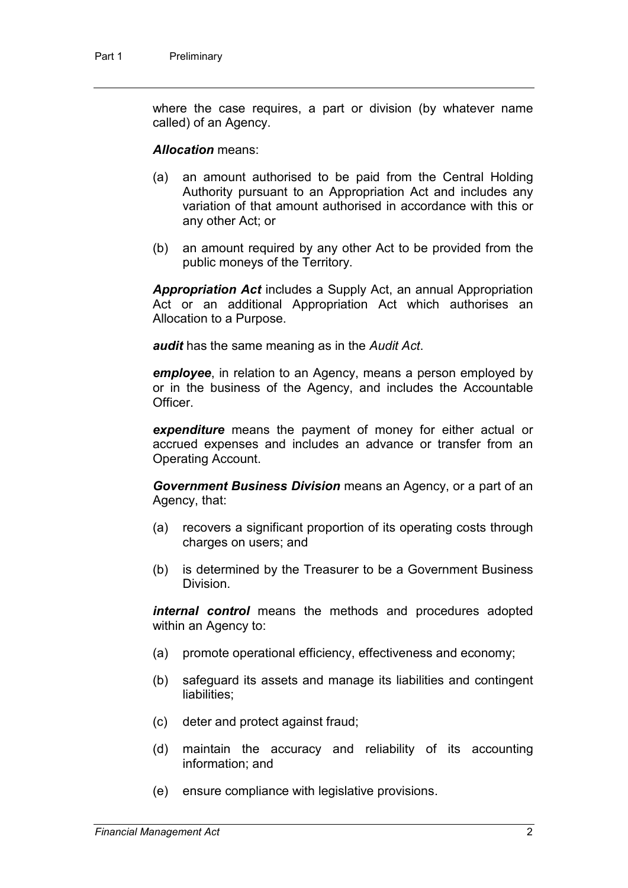where the case requires, a part or division (by whatever name called) of an Agency.

***Allocation*** means:

(a) an amount authorised to be paid from the Central Holding Authority pursuant to an Appropriation Act and includes any variation of that amount authorised in accordance with this or any other Act; or

(b) an amount required by any other Act to be provided from the public moneys of the Territory.

***Appropriation Act*** includes a Supply Act, an annual Appropriation Act or an additional Appropriation Act which authorises an Allocation to a Purpose.

***audit*** has the same meaning as in the *Audit Act*.

***employee***, in relation to an Agency, means a person employed by or in the business of the Agency, and includes the Accountable Officer.

***expenditure*** means the payment of money for either actual or accrued expenses and includes an advance or transfer from an Operating Account.

***Government Business Division*** means an Agency, or a part of an Agency, that:

(a) recovers a significant proportion of its operating costs through charges on users; and

(b) is determined by the Treasurer to be a Government Business Division.

***internal control*** means the methods and procedures adopted within an Agency to:

(a) promote operational efficiency, effectiveness and economy;

(b) safeguard its assets and manage its liabilities and contingent liabilities;

(c) deter and protect against fraud;

(d) maintain the accuracy and reliability of its accounting information; and

(e) ensure compliance with legislative provisions.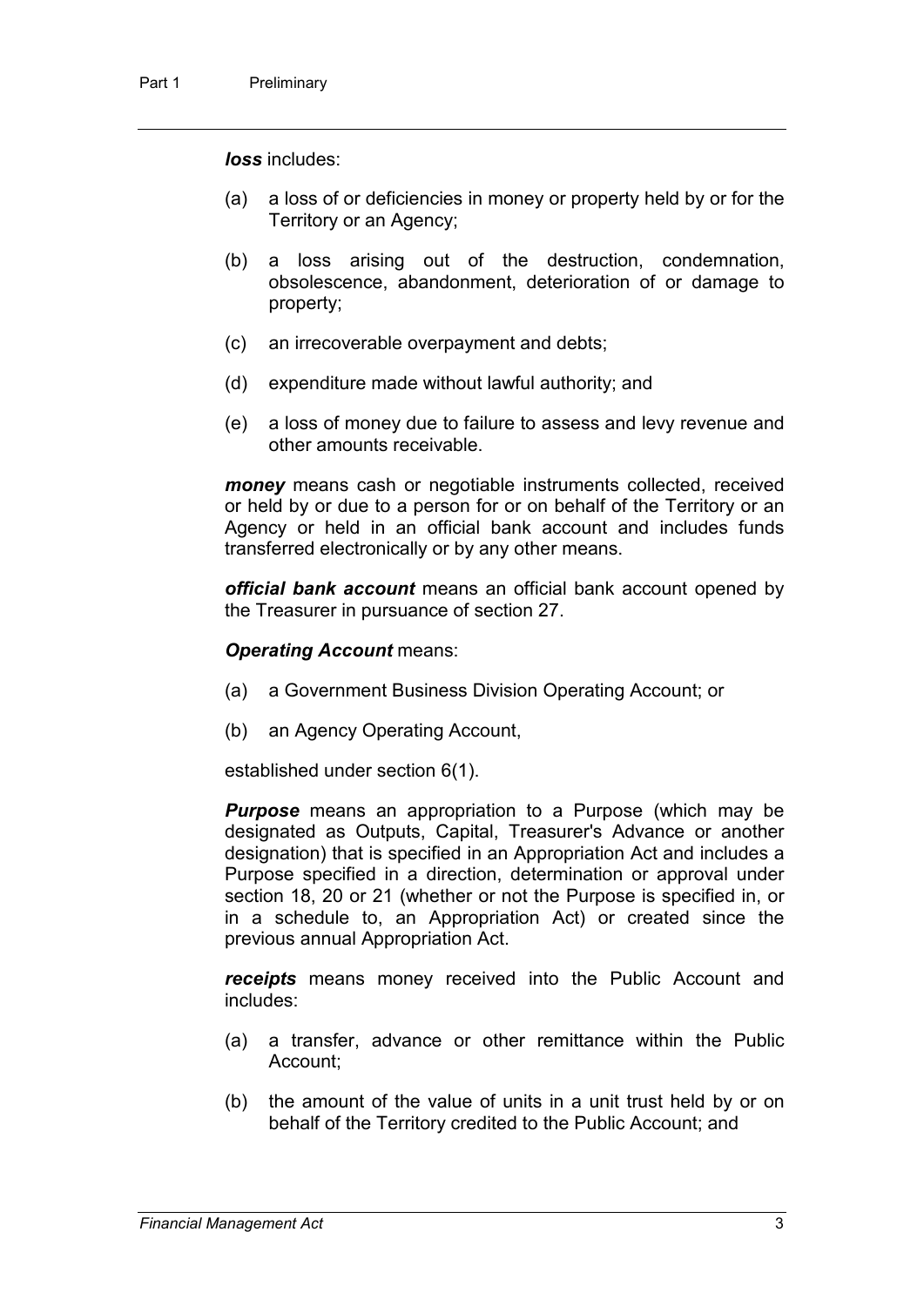***loss*** includes:

(a) a loss of or deficiencies in money or property held by or for the Territory or an Agency;

(b) a loss arising out of the destruction, condemnation, obsolescence, abandonment, deterioration of or damage to property;

(c) an irrecoverable overpayment and debts;

(d) expenditure made without lawful authority; and

(e) a loss of money due to failure to assess and levy revenue and other amounts receivable.

***money*** means cash or negotiable instruments collected, received or held by or due to a person for or on behalf of the Territory or an Agency or held in an official bank account and includes funds transferred electronically or by any other means.

***official bank account*** means an official bank account opened by the Treasurer in pursuance of section 27.

***Operating Account*** means:

(a) a Government Business Division Operating Account; or

(b) an Agency Operating Account,

established under section 6(1).

***Purpose*** means an appropriation to a Purpose (which may be designated as Outputs, Capital, Treasurer's Advance or another designation) that is specified in an Appropriation Act and includes a Purpose specified in a direction, determination or approval under section 18, 20 or 21 (whether or not the Purpose is specified in, or in a schedule to, an Appropriation Act) or created since the previous annual Appropriation Act.

***receipts*** means money received into the Public Account and includes:

(a) a transfer, advance or other remittance within the Public Account;

(b) the amount of the value of units in a unit trust held by or on behalf of the Territory credited to the Public Account; and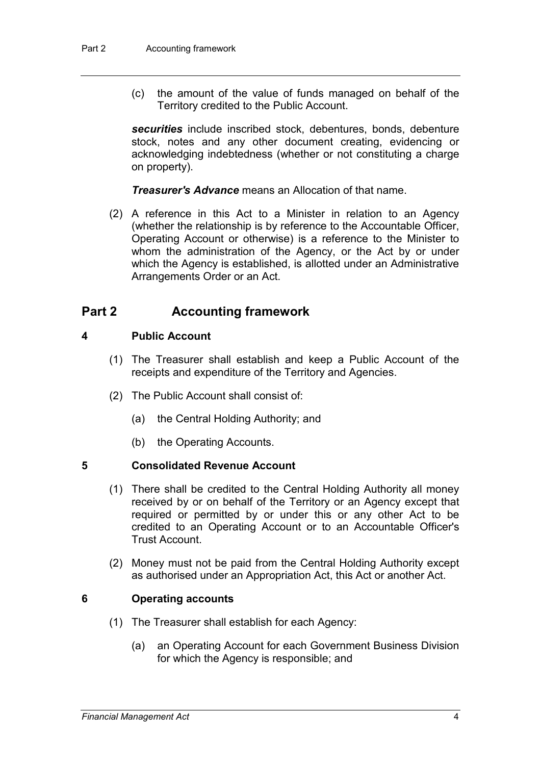(c) the amount of the value of funds managed on behalf of the Territory credited to the Public Account.

***securities*** include inscribed stock, debentures, bonds, debenture stock, notes and any other document creating, evidencing or acknowledging indebtedness (whether or not constituting a charge on property).

***Treasurer's Advance*** means an Allocation of that name.

(2) A reference in this Act to a Minister in relation to an Agency (whether the relationship is by reference to the Accountable Officer, Operating Account or otherwise) is a reference to the Minister to whom the administration of the Agency, or the Act by or under which the Agency is established, is allotted under an Administrative Arrangements Order or an Act.

## Part 2 Accounting framework

### 4 Public Account

(1) The Treasurer shall establish and keep a Public Account of the receipts and expenditure of the Territory and Agencies.

(2) The Public Account shall consist of:

(a) the Central Holding Authority; and

(b) the Operating Accounts.

### 5 Consolidated Revenue Account

(1) There shall be credited to the Central Holding Authority all money received by or on behalf of the Territory or an Agency except that required or permitted by or under this or any other Act to be credited to an Operating Account or to an Accountable Officer's Trust Account.

(2) Money must not be paid from the Central Holding Authority except as authorised under an Appropriation Act, this Act or another Act.

### 6 Operating accounts

(1) The Treasurer shall establish for each Agency:

(a) an Operating Account for each Government Business Division for which the Agency is responsible; and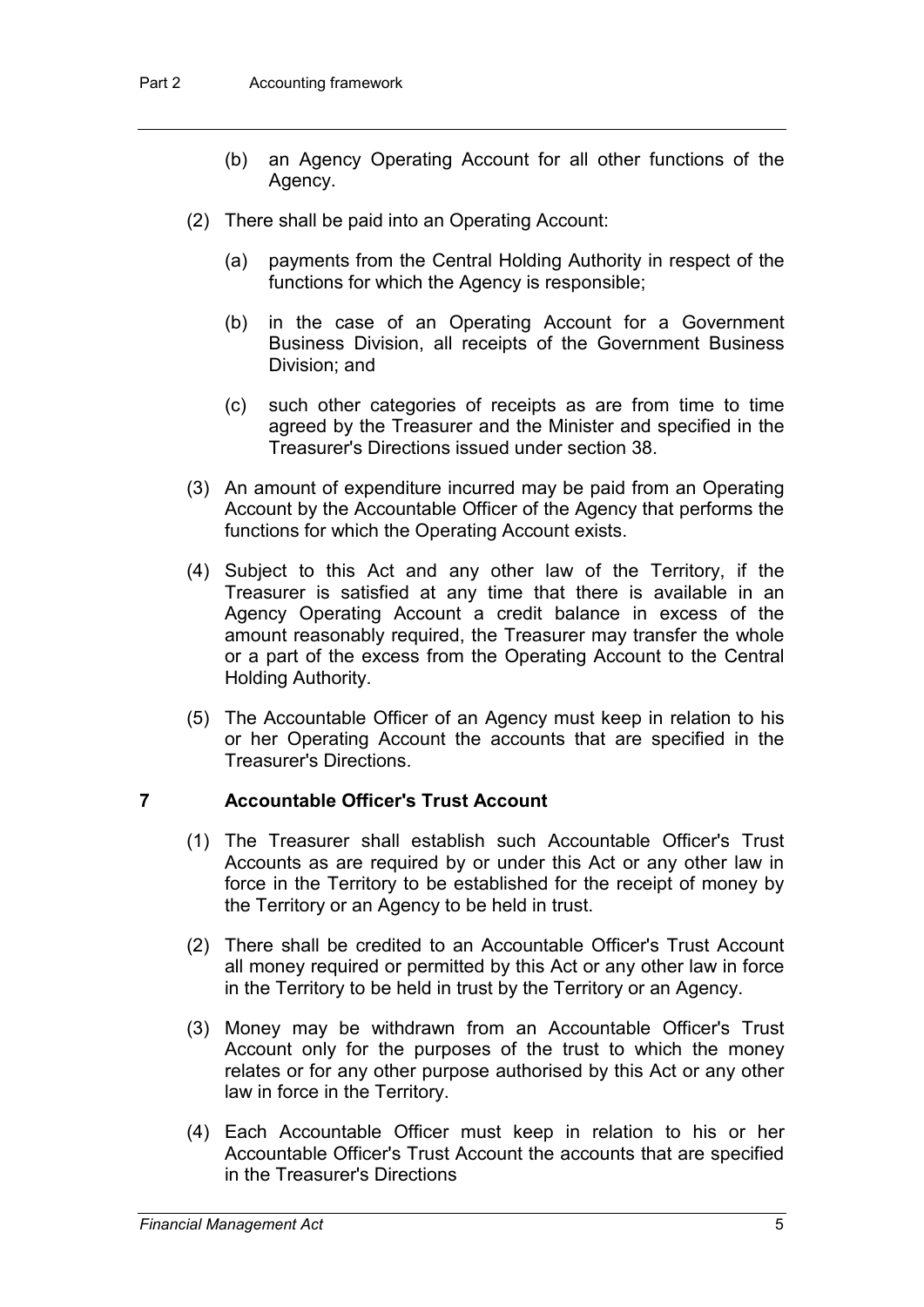(b) an Agency Operating Account for all other functions of the Agency.

(2) There shall be paid into an Operating Account:

(a) payments from the Central Holding Authority in respect of the functions for which the Agency is responsible;

(b) in the case of an Operating Account for a Government Business Division, all receipts of the Government Business Division; and

(c) such other categories of receipts as are from time to time agreed by the Treasurer and the Minister and specified in the Treasurer's Directions issued under section 38.

(3) An amount of expenditure incurred may be paid from an Operating Account by the Accountable Officer of the Agency that performs the functions for which the Operating Account exists.

(4) Subject to this Act and any other law of the Territory, if the Treasurer is satisfied at any time that there is available in an Agency Operating Account a credit balance in excess of the amount reasonably required, the Treasurer may transfer the whole or a part of the excess from the Operating Account to the Central Holding Authority.

(5) The Accountable Officer of an Agency must keep in relation to his or her Operating Account the accounts that are specified in the Treasurer's Directions.

## 7 Accountable Officer's Trust Account

(1) The Treasurer shall establish such Accountable Officer's Trust Accounts as are required by or under this Act or any other law in force in the Territory to be established for the receipt of money by the Territory or an Agency to be held in trust.

(2) There shall be credited to an Accountable Officer's Trust Account all money required or permitted by this Act or any other law in force in the Territory to be held in trust by the Territory or an Agency.

(3) Money may be withdrawn from an Accountable Officer's Trust Account only for the purposes of the trust to which the money relates or for any other purpose authorised by this Act or any other law in force in the Territory.

(4) Each Accountable Officer must keep in relation to his or her Accountable Officer's Trust Account the accounts that are specified in the Treasurer's Directions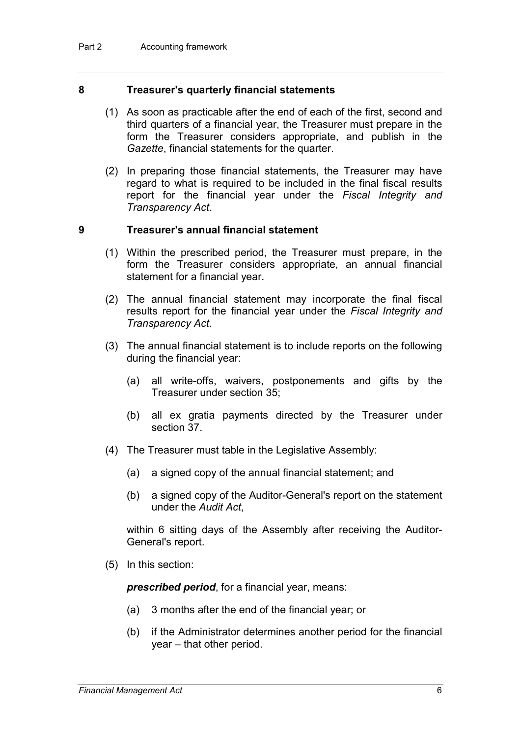### 8 Treasurer's quarterly financial statements

(1) As soon as practicable after the end of each of the first, second and third quarters of a financial year, the Treasurer must prepare in the form the Treasurer considers appropriate, and publish in the *Gazette*, financial statements for the quarter.

(2) In preparing those financial statements, the Treasurer may have regard to what is required to be included in the final fiscal results report for the financial year under the *Fiscal Integrity and Transparency Act*.

### 9 Treasurer's annual financial statement

(1) Within the prescribed period, the Treasurer must prepare, in the form the Treasurer considers appropriate, an annual financial statement for a financial year.

(2) The annual financial statement may incorporate the final fiscal results report for the financial year under the *Fiscal Integrity and Transparency Act*.

(3) The annual financial statement is to include reports on the following during the financial year:

(a) all write-offs, waivers, postponements and gifts by the Treasurer under section 35;

(b) all ex gratia payments directed by the Treasurer under section 37.

(4) The Treasurer must table in the Legislative Assembly:

(a) a signed copy of the annual financial statement; and

(b) a signed copy of the Auditor-General's report on the statement under the *Audit Act*,

within 6 sitting days of the Assembly after receiving the Auditor-General's report.

(5) In this section:

***prescribed period***, for a financial year, means:

(a) 3 months after the end of the financial year; or

(b) if the Administrator determines another period for the financial year – that other period.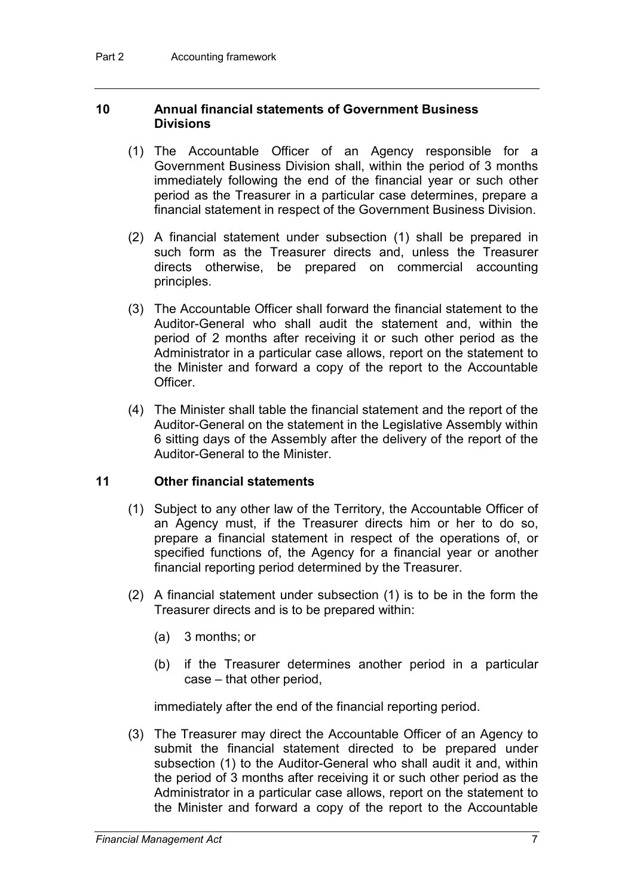### 10 Annual financial statements of Government Business Divisions

(1) The Accountable Officer of an Agency responsible for a Government Business Division shall, within the period of 3 months immediately following the end of the financial year or such other period as the Treasurer in a particular case determines, prepare a financial statement in respect of the Government Business Division.

(2) A financial statement under subsection (1) shall be prepared in such form as the Treasurer directs and, unless the Treasurer directs otherwise, be prepared on commercial accounting principles.

(3) The Accountable Officer shall forward the financial statement to the Auditor-General who shall audit the statement and, within the period of 2 months after receiving it or such other period as the Administrator in a particular case allows, report on the statement to the Minister and forward a copy of the report to the Accountable Officer.

(4) The Minister shall table the financial statement and the report of the Auditor-General on the statement in the Legislative Assembly within 6 sitting days of the Assembly after the delivery of the report of the Auditor-General to the Minister.

### 11 Other financial statements

(1) Subject to any other law of the Territory, the Accountable Officer of an Agency must, if the Treasurer directs him or her to do so, prepare a financial statement in respect of the operations of, or specified functions of, the Agency for a financial year or another financial reporting period determined by the Treasurer.

(2) A financial statement under subsection (1) is to be in the form the Treasurer directs and is to be prepared within:

(a) 3 months; or

(b) if the Treasurer determines another period in a particular case – that other period,

immediately after the end of the financial reporting period.

(3) The Treasurer may direct the Accountable Officer of an Agency to submit the financial statement directed to be prepared under subsection (1) to the Auditor-General who shall audit it and, within the period of 3 months after receiving it or such other period as the Administrator in a particular case allows, report on the statement to the Minister and forward a copy of the report to the Accountable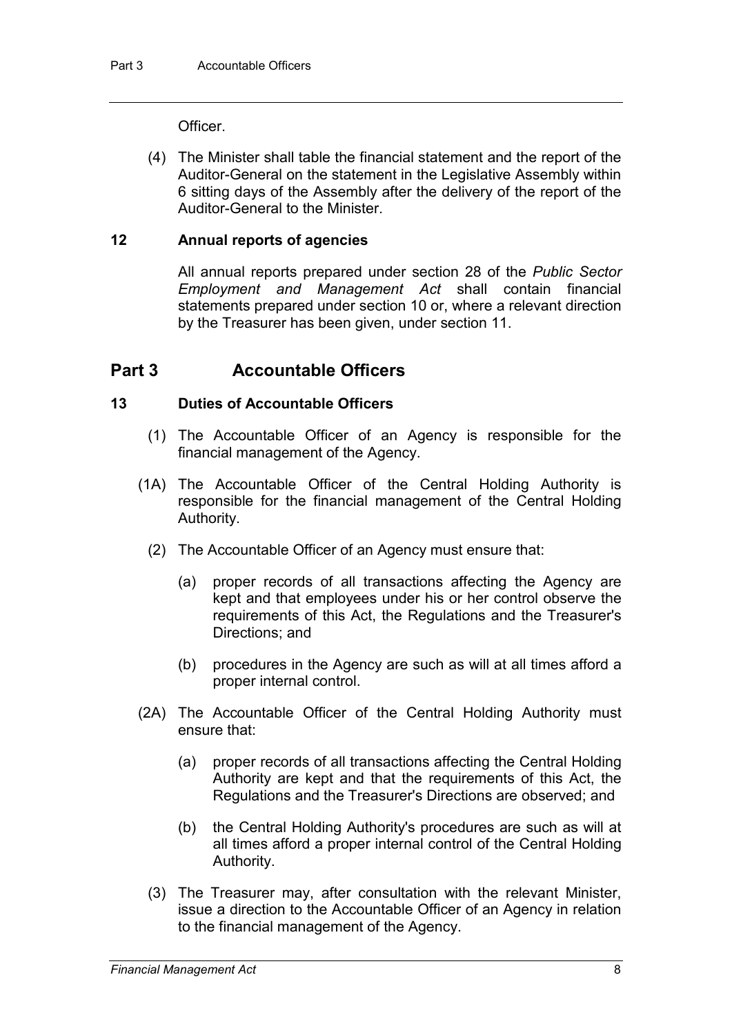Officer.

(4) The Minister shall table the financial statement and the report of the Auditor-General on the statement in the Legislative Assembly within 6 sitting days of the Assembly after the delivery of the report of the Auditor-General to the Minister.

### 12 Annual reports of agencies

All annual reports prepared under section 28 of the *Public Sector Employment and Management Act* shall contain financial statements prepared under section 10 or, where a relevant direction by the Treasurer has been given, under section 11.

## Part 3 Accountable Officers

### 13 Duties of Accountable Officers

(1) The Accountable Officer of an Agency is responsible for the financial management of the Agency.

(1A) The Accountable Officer of the Central Holding Authority is responsible for the financial management of the Central Holding Authority.

(2) The Accountable Officer of an Agency must ensure that:

(a) proper records of all transactions affecting the Agency are kept and that employees under his or her control observe the requirements of this Act, the Regulations and the Treasurer's Directions; and

(b) procedures in the Agency are such as will at all times afford a proper internal control.

(2A) The Accountable Officer of the Central Holding Authority must ensure that:

(a) proper records of all transactions affecting the Central Holding Authority are kept and that the requirements of this Act, the Regulations and the Treasurer's Directions are observed; and

(b) the Central Holding Authority's procedures are such as will at all times afford a proper internal control of the Central Holding Authority.

(3) The Treasurer may, after consultation with the relevant Minister, issue a direction to the Accountable Officer of an Agency in relation to the financial management of the Agency.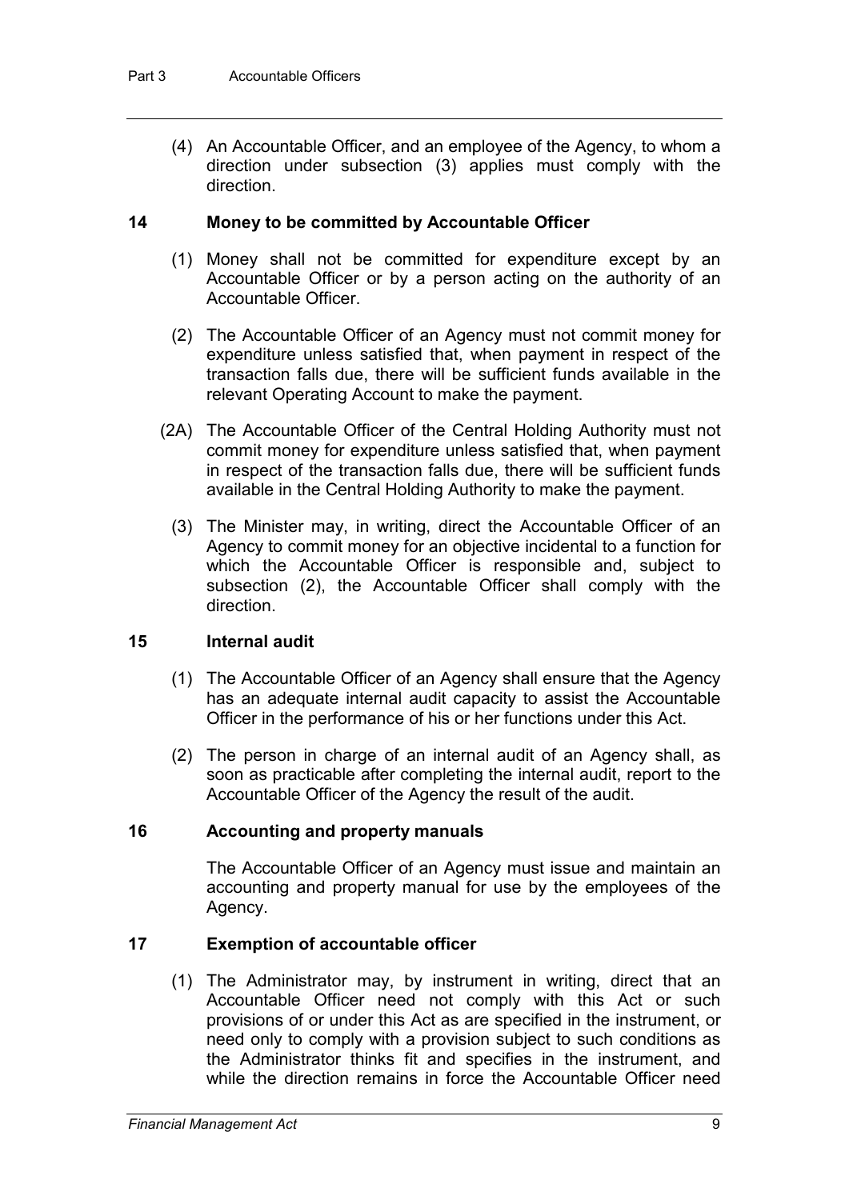(4) An Accountable Officer, and an employee of the Agency, to whom a direction under subsection (3) applies must comply with the direction.

### 14 Money to be committed by Accountable Officer

(1) Money shall not be committed for expenditure except by an Accountable Officer or by a person acting on the authority of an Accountable Officer.

(2) The Accountable Officer of an Agency must not commit money for expenditure unless satisfied that, when payment in respect of the transaction falls due, there will be sufficient funds available in the relevant Operating Account to make the payment.

(2A) The Accountable Officer of the Central Holding Authority must not commit money for expenditure unless satisfied that, when payment in respect of the transaction falls due, there will be sufficient funds available in the Central Holding Authority to make the payment.

(3) The Minister may, in writing, direct the Accountable Officer of an Agency to commit money for an objective incidental to a function for which the Accountable Officer is responsible and, subject to subsection (2), the Accountable Officer shall comply with the direction.

### 15 Internal audit

(1) The Accountable Officer of an Agency shall ensure that the Agency has an adequate internal audit capacity to assist the Accountable Officer in the performance of his or her functions under this Act.

(2) The person in charge of an internal audit of an Agency shall, as soon as practicable after completing the internal audit, report to the Accountable Officer of the Agency the result of the audit.

### 16 Accounting and property manuals

The Accountable Officer of an Agency must issue and maintain an accounting and property manual for use by the employees of the Agency.

### 17 Exemption of accountable officer

(1) The Administrator may, by instrument in writing, direct that an Accountable Officer need not comply with this Act or such provisions of or under this Act as are specified in the instrument, or need only to comply with a provision subject to such conditions as the Administrator thinks fit and specifies in the instrument, and while the direction remains in force the Accountable Officer need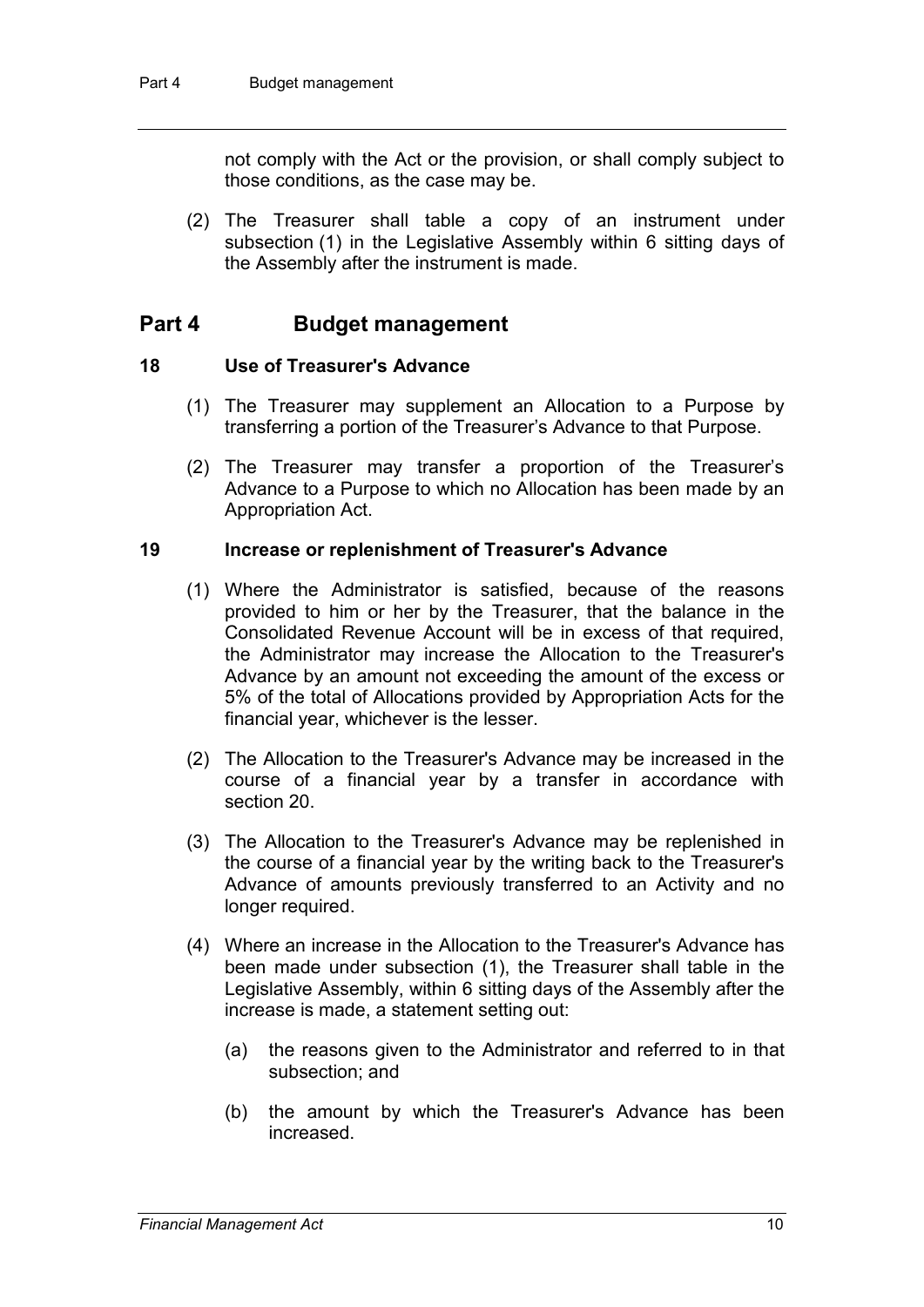not comply with the Act or the provision, or shall comply subject to those conditions, as the case may be.

(2) The Treasurer shall table a copy of an instrument under subsection (1) in the Legislative Assembly within 6 sitting days of the Assembly after the instrument is made.

## Part 4 Budget management

### 18 Use of Treasurer's Advance

(1) The Treasurer may supplement an Allocation to a Purpose by transferring a portion of the Treasurer's Advance to that Purpose.

(2) The Treasurer may transfer a proportion of the Treasurer's Advance to a Purpose to which no Allocation has been made by an Appropriation Act.

### 19 Increase or replenishment of Treasurer's Advance

(1) Where the Administrator is satisfied, because of the reasons provided to him or her by the Treasurer, that the balance in the Consolidated Revenue Account will be in excess of that required, the Administrator may increase the Allocation to the Treasurer's Advance by an amount not exceeding the amount of the excess or 5% of the total of Allocations provided by Appropriation Acts for the financial year, whichever is the lesser.

(2) The Allocation to the Treasurer's Advance may be increased in the course of a financial year by a transfer in accordance with section 20.

(3) The Allocation to the Treasurer's Advance may be replenished in the course of a financial year by the writing back to the Treasurer's Advance of amounts previously transferred to an Activity and no longer required.

(4) Where an increase in the Allocation to the Treasurer's Advance has been made under subsection (1), the Treasurer shall table in the Legislative Assembly, within 6 sitting days of the Assembly after the increase is made, a statement setting out:

(a) the reasons given to the Administrator and referred to in that subsection; and

(b) the amount by which the Treasurer's Advance has been increased.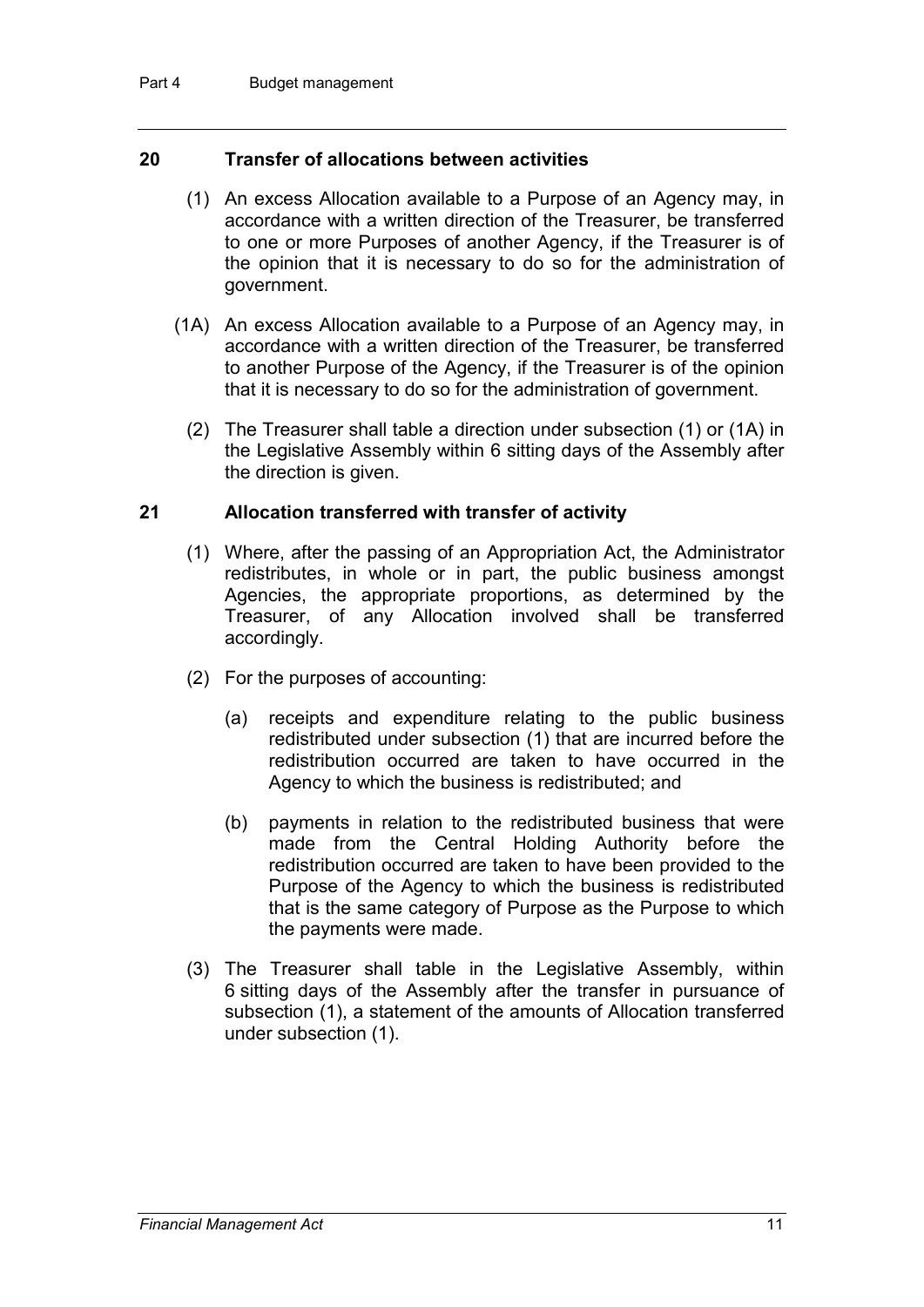## 20 Transfer of allocations between activities

(1) An excess Allocation available to a Purpose of an Agency may, in accordance with a written direction of the Treasurer, be transferred to one or more Purposes of another Agency, if the Treasurer is of the opinion that it is necessary to do so for the administration of government.

(1A) An excess Allocation available to a Purpose of an Agency may, in accordance with a written direction of the Treasurer, be transferred to another Purpose of the Agency, if the Treasurer is of the opinion that it is necessary to do so for the administration of government.

(2) The Treasurer shall table a direction under subsection (1) or (1A) in the Legislative Assembly within 6 sitting days of the Assembly after the direction is given.

## 21 Allocation transferred with transfer of activity

(1) Where, after the passing of an Appropriation Act, the Administrator redistributes, in whole or in part, the public business amongst Agencies, the appropriate proportions, as determined by the Treasurer, of any Allocation involved shall be transferred accordingly.

(2) For the purposes of accounting:

(a) receipts and expenditure relating to the public business redistributed under subsection (1) that are incurred before the redistribution occurred are taken to have occurred in the Agency to which the business is redistributed; and

(b) payments in relation to the redistributed business that were made from the Central Holding Authority before the redistribution occurred are taken to have been provided to the Purpose of the Agency to which the business is redistributed that is the same category of Purpose as the Purpose to which the payments were made.

(3) The Treasurer shall table in the Legislative Assembly, within 6 sitting days of the Assembly after the transfer in pursuance of subsection (1), a statement of the amounts of Allocation transferred under subsection (1).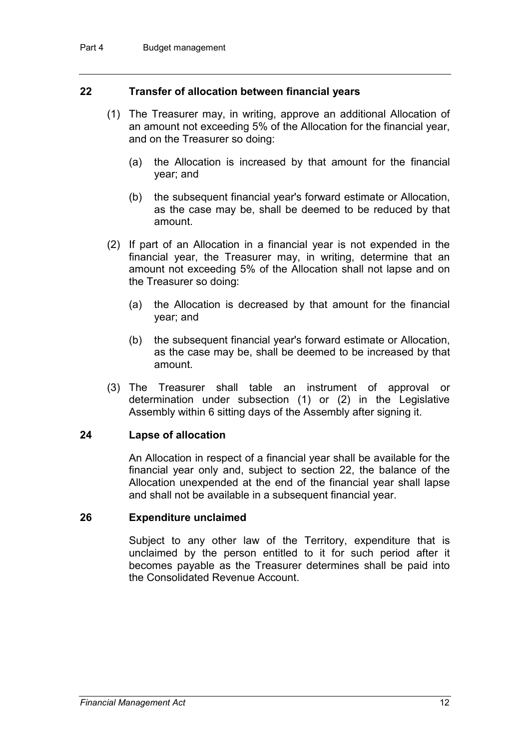### 22 Transfer of allocation between financial years

(1) The Treasurer may, in writing, approve an additional Allocation of an amount not exceeding 5% of the Allocation for the financial year, and on the Treasurer so doing:

(a) the Allocation is increased by that amount for the financial year; and

(b) the subsequent financial year's forward estimate or Allocation, as the case may be, shall be deemed to be reduced by that amount.

(2) If part of an Allocation in a financial year is not expended in the financial year, the Treasurer may, in writing, determine that an amount not exceeding 5% of the Allocation shall not lapse and on the Treasurer so doing:

(a) the Allocation is decreased by that amount for the financial year; and

(b) the subsequent financial year's forward estimate or Allocation, as the case may be, shall be deemed to be increased by that amount.

(3) The Treasurer shall table an instrument of approval or determination under subsection (1) or (2) in the Legislative Assembly within 6 sitting days of the Assembly after signing it.

### 24 Lapse of allocation

An Allocation in respect of a financial year shall be available for the financial year only and, subject to section 22, the balance of the Allocation unexpended at the end of the financial year shall lapse and shall not be available in a subsequent financial year.

### 26 Expenditure unclaimed

Subject to any other law of the Territory, expenditure that is unclaimed by the person entitled to it for such period after it becomes payable as the Treasurer determines shall be paid into the Consolidated Revenue Account.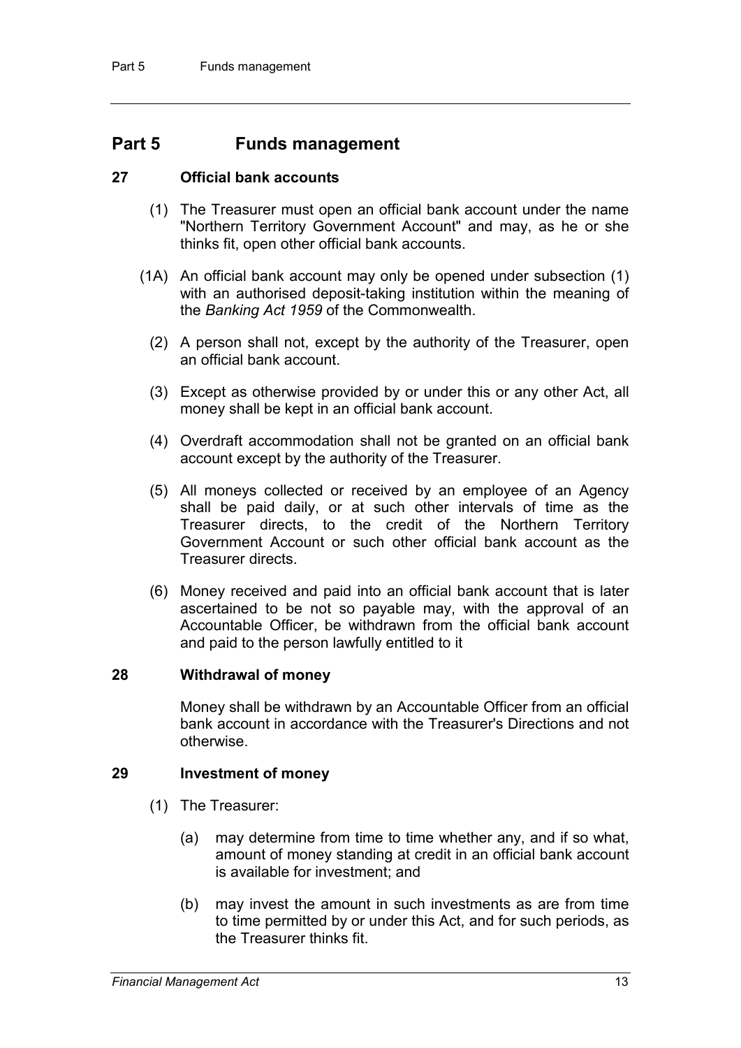# Part 5 Funds management

### 27 Official bank accounts

(1) The Treasurer must open an official bank account under the name "Northern Territory Government Account" and may, as he or she thinks fit, open other official bank accounts.

(1A) An official bank account may only be opened under subsection (1) with an authorised deposit-taking institution within the meaning of the *Banking Act 1959* of the Commonwealth.

(2) A person shall not, except by the authority of the Treasurer, open an official bank account.

(3) Except as otherwise provided by or under this or any other Act, all money shall be kept in an official bank account.

(4) Overdraft accommodation shall not be granted on an official bank account except by the authority of the Treasurer.

(5) All moneys collected or received by an employee of an Agency shall be paid daily, or at such other intervals of time as the Treasurer directs, to the credit of the Northern Territory Government Account or such other official bank account as the Treasurer directs.

(6) Money received and paid into an official bank account that is later ascertained to be not so payable may, with the approval of an Accountable Officer, be withdrawn from the official bank account and paid to the person lawfully entitled to it

### 28 Withdrawal of money

Money shall be withdrawn by an Accountable Officer from an official bank account in accordance with the Treasurer's Directions and not otherwise.

### 29 Investment of money

(1) The Treasurer:

(a) may determine from time to time whether any, and if so what, amount of money standing at credit in an official bank account is available for investment; and

(b) may invest the amount in such investments as are from time to time permitted by or under this Act, and for such periods, as the Treasurer thinks fit.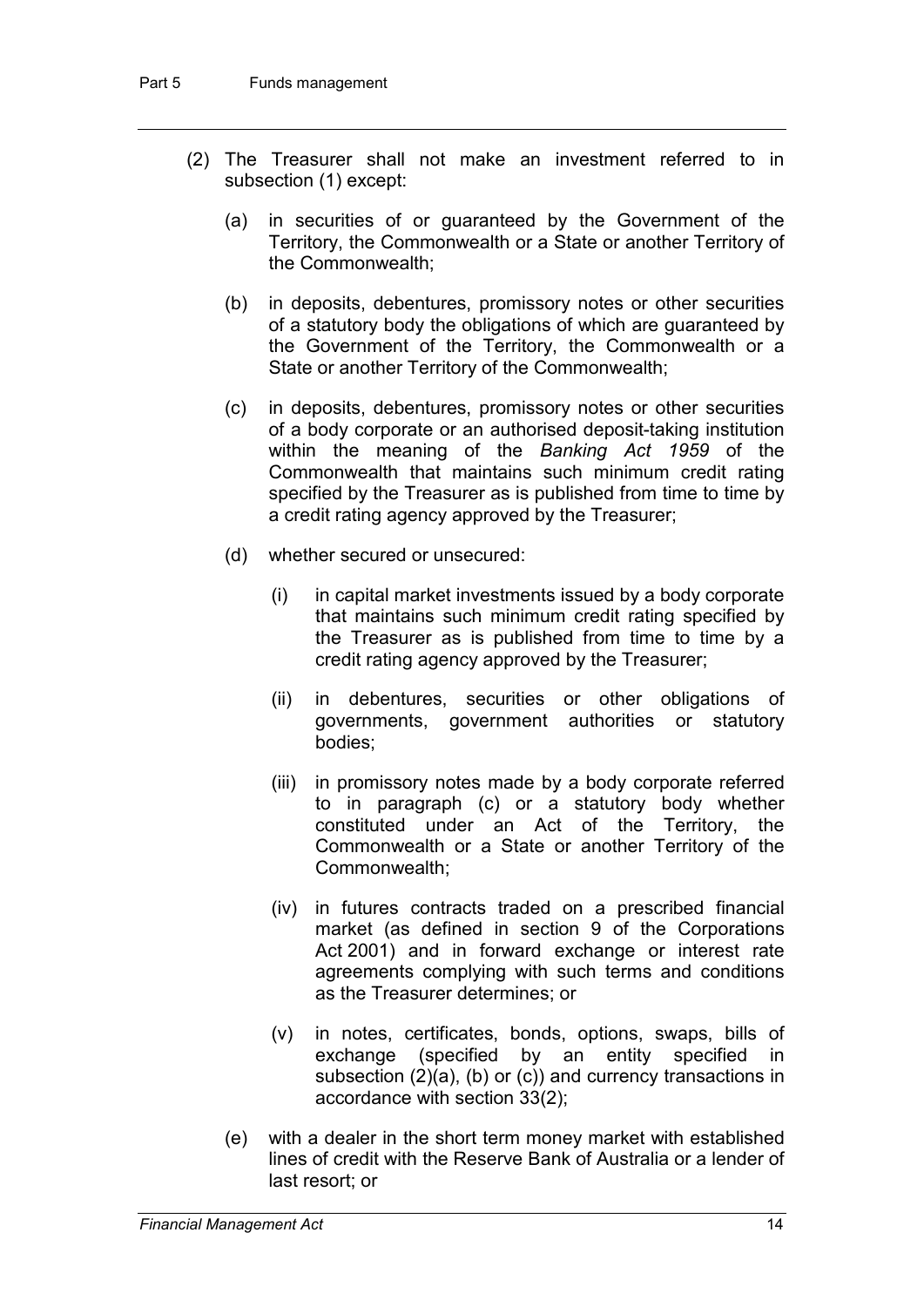(2) The Treasurer shall not make an investment referred to in subsection (1) except:

(a) in securities of or guaranteed by the Government of the Territory, the Commonwealth or a State or another Territory of the Commonwealth;

(b) in deposits, debentures, promissory notes or other securities of a statutory body the obligations of which are guaranteed by the Government of the Territory, the Commonwealth or a State or another Territory of the Commonwealth;

(c) in deposits, debentures, promissory notes or other securities of a body corporate or an authorised deposit-taking institution within the meaning of the *Banking Act 1959* of the Commonwealth that maintains such minimum credit rating specified by the Treasurer as is published from time to time by a credit rating agency approved by the Treasurer;

(d) whether secured or unsecured:

(i) in capital market investments issued by a body corporate that maintains such minimum credit rating specified by the Treasurer as is published from time to time by a credit rating agency approved by the Treasurer;

(ii) in debentures, securities or other obligations of governments, government authorities or statutory bodies;

(iii) in promissory notes made by a body corporate referred to in paragraph (c) or a statutory body whether constituted under an Act of the Territory, the Commonwealth or a State or another Territory of the Commonwealth;

(iv) in futures contracts traded on a prescribed financial market (as defined in section 9 of the Corporations Act 2001) and in forward exchange or interest rate agreements complying with such terms and conditions as the Treasurer determines; or

(v) in notes, certificates, bonds, options, swaps, bills of exchange (specified by an entity specified in subsection (2)(a), (b) or (c)) and currency transactions in accordance with section 33(2);

(e) with a dealer in the short term money market with established lines of credit with the Reserve Bank of Australia or a lender of last resort; or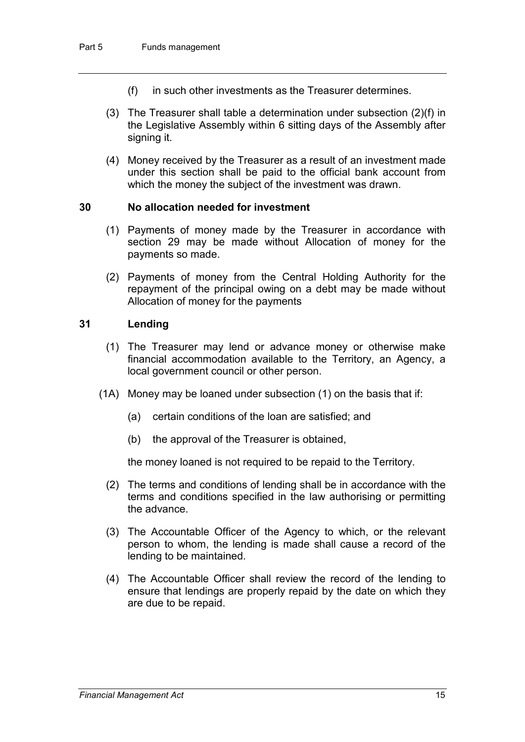(f) in such other investments as the Treasurer determines.

(3) The Treasurer shall table a determination under subsection (2)(f) in the Legislative Assembly within 6 sitting days of the Assembly after signing it.

(4) Money received by the Treasurer as a result of an investment made under this section shall be paid to the official bank account from which the money the subject of the investment was drawn.

### 30 No allocation needed for investment

(1) Payments of money made by the Treasurer in accordance with section 29 may be made without Allocation of money for the payments so made.

(2) Payments of money from the Central Holding Authority for the repayment of the principal owing on a debt may be made without Allocation of money for the payments

### 31 Lending

(1) The Treasurer may lend or advance money or otherwise make financial accommodation available to the Territory, an Agency, a local government council or other person.

(1A) Money may be loaned under subsection (1) on the basis that if:

(a) certain conditions of the loan are satisfied; and

(b) the approval of the Treasurer is obtained,

the money loaned is not required to be repaid to the Territory.

(2) The terms and conditions of lending shall be in accordance with the terms and conditions specified in the law authorising or permitting the advance.

(3) The Accountable Officer of the Agency to which, or the relevant person to whom, the lending is made shall cause a record of the lending to be maintained.

(4) The Accountable Officer shall review the record of the lending to ensure that lendings are properly repaid by the date on which they are due to be repaid.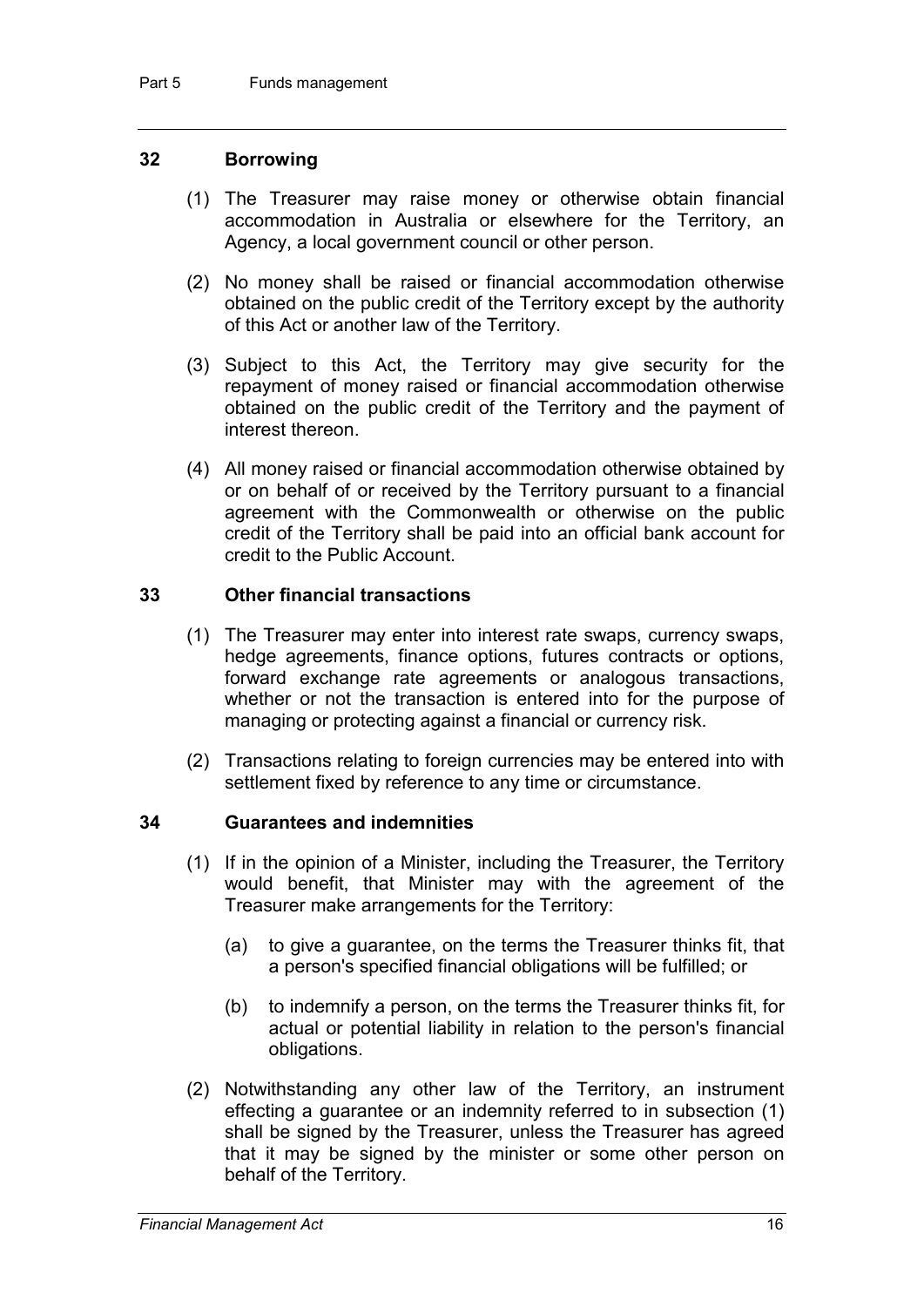## 32 Borrowing

(1) The Treasurer may raise money or otherwise obtain financial accommodation in Australia or elsewhere for the Territory, an Agency, a local government council or other person.

(2) No money shall be raised or financial accommodation otherwise obtained on the public credit of the Territory except by the authority of this Act or another law of the Territory.

(3) Subject to this Act, the Territory may give security for the repayment of money raised or financial accommodation otherwise obtained on the public credit of the Territory and the payment of interest thereon.

(4) All money raised or financial accommodation otherwise obtained by or on behalf of or received by the Territory pursuant to a financial agreement with the Commonwealth or otherwise on the public credit of the Territory shall be paid into an official bank account for credit to the Public Account.

## 33 Other financial transactions

(1) The Treasurer may enter into interest rate swaps, currency swaps, hedge agreements, finance options, futures contracts or options, forward exchange rate agreements or analogous transactions, whether or not the transaction is entered into for the purpose of managing or protecting against a financial or currency risk.

(2) Transactions relating to foreign currencies may be entered into with settlement fixed by reference to any time or circumstance.

## 34 Guarantees and indemnities

(1) If in the opinion of a Minister, including the Treasurer, the Territory would benefit, that Minister may with the agreement of the Treasurer make arrangements for the Territory:

(a) to give a guarantee, on the terms the Treasurer thinks fit, that a person's specified financial obligations will be fulfilled; or

(b) to indemnify a person, on the terms the Treasurer thinks fit, for actual or potential liability in relation to the person's financial obligations.

(2) Notwithstanding any other law of the Territory, an instrument effecting a guarantee or an indemnity referred to in subsection (1) shall be signed by the Treasurer, unless the Treasurer has agreed that it may be signed by the minister or some other person on behalf of the Territory.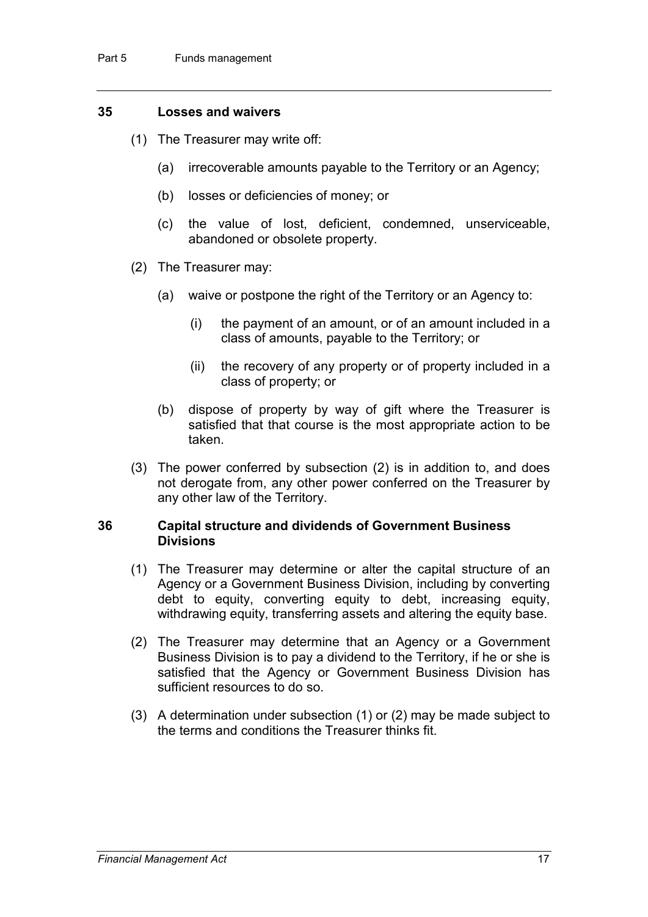### 35 Losses and waivers

(1) The Treasurer may write off:

(a) irrecoverable amounts payable to the Territory or an Agency;

(b) losses or deficiencies of money; or

(c) the value of lost, deficient, condemned, unserviceable, abandoned or obsolete property.

(2) The Treasurer may:

(a) waive or postpone the right of the Territory or an Agency to:

(i) the payment of an amount, or of an amount included in a class of amounts, payable to the Territory; or

(ii) the recovery of any property or of property included in a class of property; or

(b) dispose of property by way of gift where the Treasurer is satisfied that that course is the most appropriate action to be taken.

(3) The power conferred by subsection (2) is in addition to, and does not derogate from, any other power conferred on the Treasurer by any other law of the Territory.

### 36 Capital structure and dividends of Government Business Divisions

(1) The Treasurer may determine or alter the capital structure of an Agency or a Government Business Division, including by converting debt to equity, converting equity to debt, increasing equity, withdrawing equity, transferring assets and altering the equity base.

(2) The Treasurer may determine that an Agency or a Government Business Division is to pay a dividend to the Territory, if he or she is satisfied that the Agency or Government Business Division has sufficient resources to do so.

(3) A determination under subsection (1) or (2) may be made subject to the terms and conditions the Treasurer thinks fit.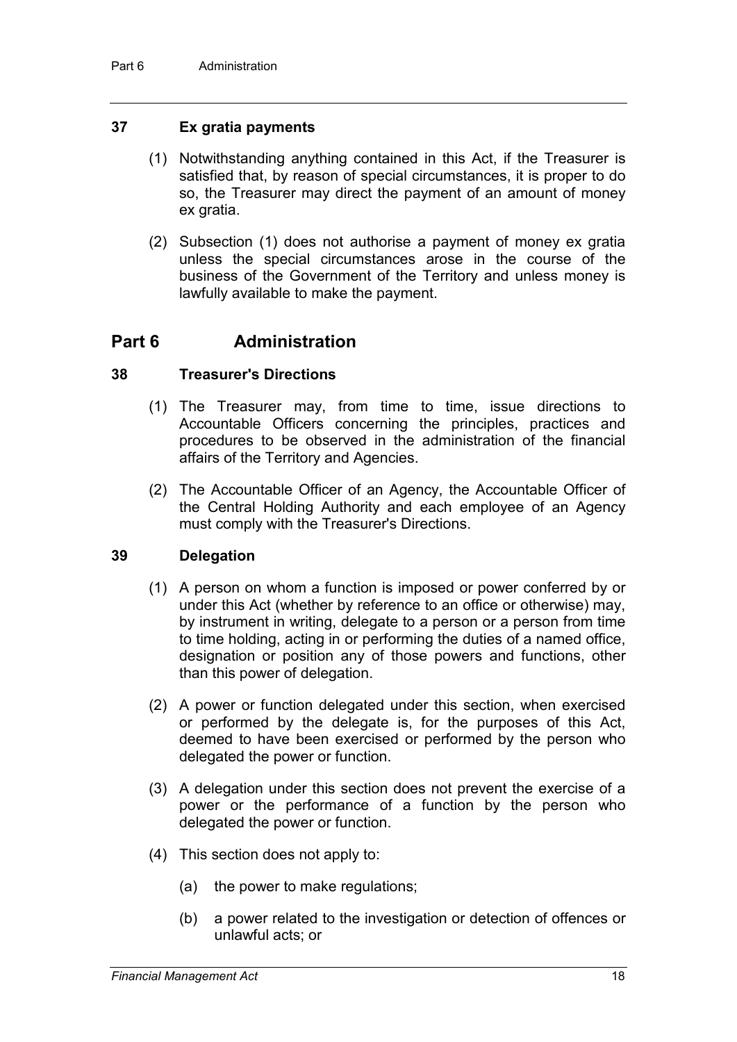### 37 Ex gratia payments

(1) Notwithstanding anything contained in this Act, if the Treasurer is satisfied that, by reason of special circumstances, it is proper to do so, the Treasurer may direct the payment of an amount of money ex gratia.

(2) Subsection (1) does not authorise a payment of money ex gratia unless the special circumstances arose in the course of the business of the Government of the Territory and unless money is lawfully available to make the payment.

## Part 6 Administration

### 38 Treasurer's Directions

(1) The Treasurer may, from time to time, issue directions to Accountable Officers concerning the principles, practices and procedures to be observed in the administration of the financial affairs of the Territory and Agencies.

(2) The Accountable Officer of an Agency, the Accountable Officer of the Central Holding Authority and each employee of an Agency must comply with the Treasurer's Directions.

### 39 Delegation

(1) A person on whom a function is imposed or power conferred by or under this Act (whether by reference to an office or otherwise) may, by instrument in writing, delegate to a person or a person from time to time holding, acting in or performing the duties of a named office, designation or position any of those powers and functions, other than this power of delegation.

(2) A power or function delegated under this section, when exercised or performed by the delegate is, for the purposes of this Act, deemed to have been exercised or performed by the person who delegated the power or function.

(3) A delegation under this section does not prevent the exercise of a power or the performance of a function by the person who delegated the power or function.

(4) This section does not apply to:

(a) the power to make regulations;

(b) a power related to the investigation or detection of offences or unlawful acts; or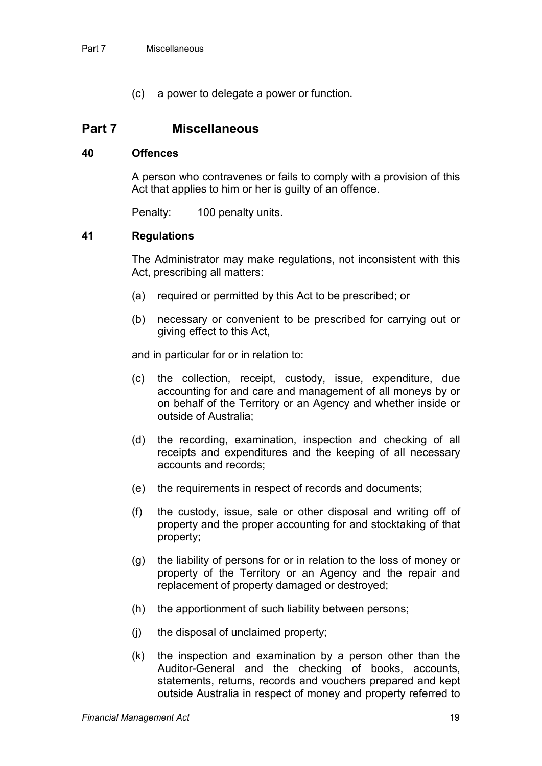(c) a power to delegate a power or function.

# Part 7 Miscellaneous

### 40 Offences

A person who contravenes or fails to comply with a provision of this Act that applies to him or her is guilty of an offence.

Penalty: 100 penalty units.

### 41 Regulations

The Administrator may make regulations, not inconsistent with this Act, prescribing all matters:

(a) required or permitted by this Act to be prescribed; or

(b) necessary or convenient to be prescribed for carrying out or giving effect to this Act,

and in particular for or in relation to:

(c) the collection, receipt, custody, issue, expenditure, due accounting for and care and management of all moneys by or on behalf of the Territory or an Agency and whether inside or outside of Australia;

(d) the recording, examination, inspection and checking of all receipts and expenditures and the keeping of all necessary accounts and records;

(e) the requirements in respect of records and documents;

(f) the custody, issue, sale or other disposal and writing off of property and the proper accounting for and stocktaking of that property;

(g) the liability of persons for or in relation to the loss of money or property of the Territory or an Agency and the repair and replacement of property damaged or destroyed;

(h) the apportionment of such liability between persons;

(j) the disposal of unclaimed property;

(k) the inspection and examination by a person other than the Auditor-General and the checking of books, accounts, statements, returns, records and vouchers prepared and kept outside Australia in respect of money and property referred to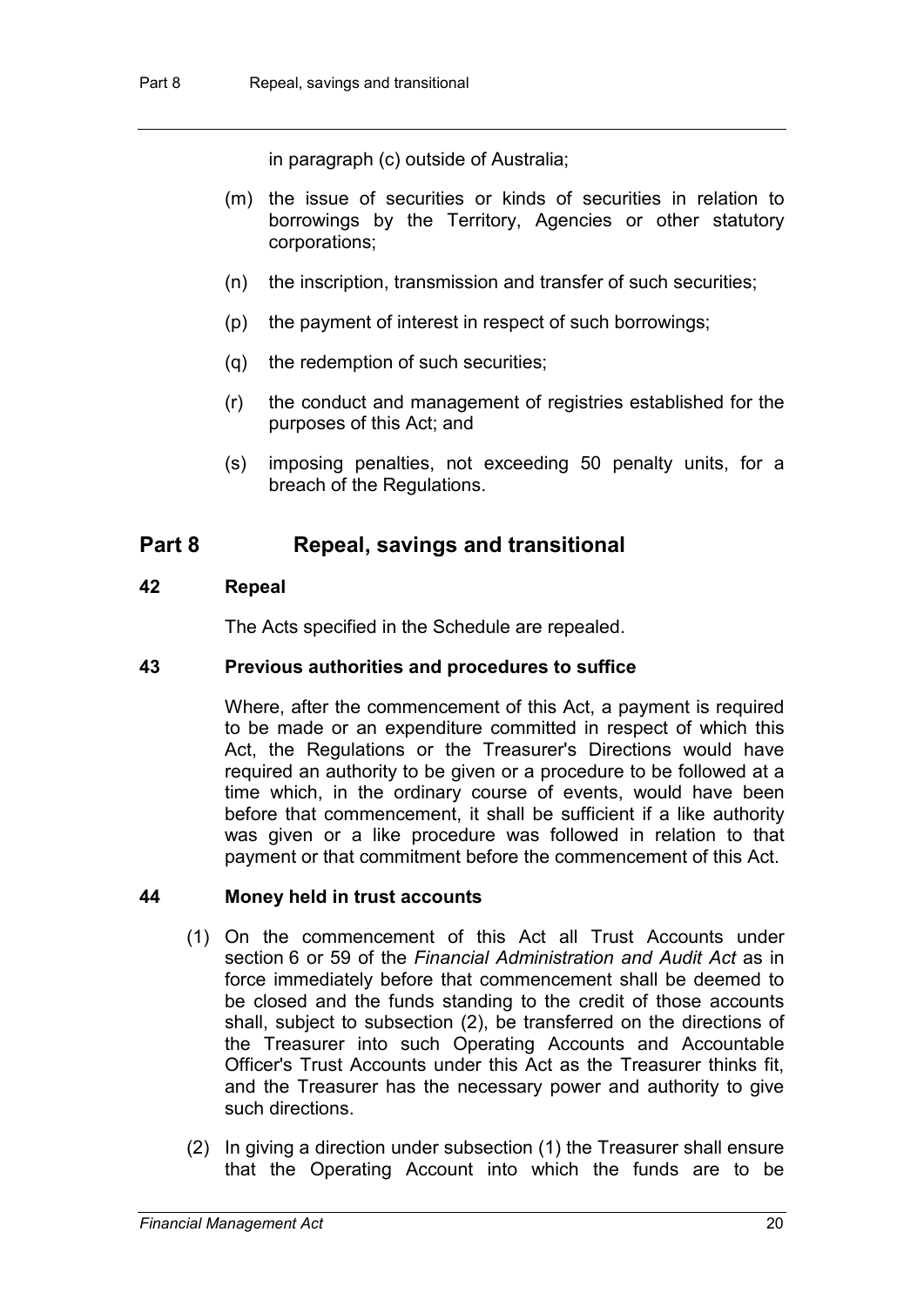in paragraph (c) outside of Australia;

(m) the issue of securities or kinds of securities in relation to borrowings by the Territory, Agencies or other statutory corporations;

(n) the inscription, transmission and transfer of such securities;

(p) the payment of interest in respect of such borrowings;

(q) the redemption of such securities;

(r) the conduct and management of registries established for the purposes of this Act; and

(s) imposing penalties, not exceeding 50 penalty units, for a breach of the Regulations.

## Part 8 Repeal, savings and transitional

### 42 Repeal

The Acts specified in the Schedule are repealed.

### 43 Previous authorities and procedures to suffice

Where, after the commencement of this Act, a payment is required to be made or an expenditure committed in respect of which this Act, the Regulations or the Treasurer's Directions would have required an authority to be given or a procedure to be followed at a time which, in the ordinary course of events, would have been before that commencement, it shall be sufficient if a like authority was given or a like procedure was followed in relation to that payment or that commitment before the commencement of this Act.

### 44 Money held in trust accounts

(1) On the commencement of this Act all Trust Accounts under section 6 or 59 of the *Financial Administration and Audit Act* as in force immediately before that commencement shall be deemed to be closed and the funds standing to the credit of those accounts shall, subject to subsection (2), be transferred on the directions of the Treasurer into such Operating Accounts and Accountable Officer's Trust Accounts under this Act as the Treasurer thinks fit, and the Treasurer has the necessary power and authority to give such directions.

(2) In giving a direction under subsection (1) the Treasurer shall ensure that the Operating Account into which the funds are to be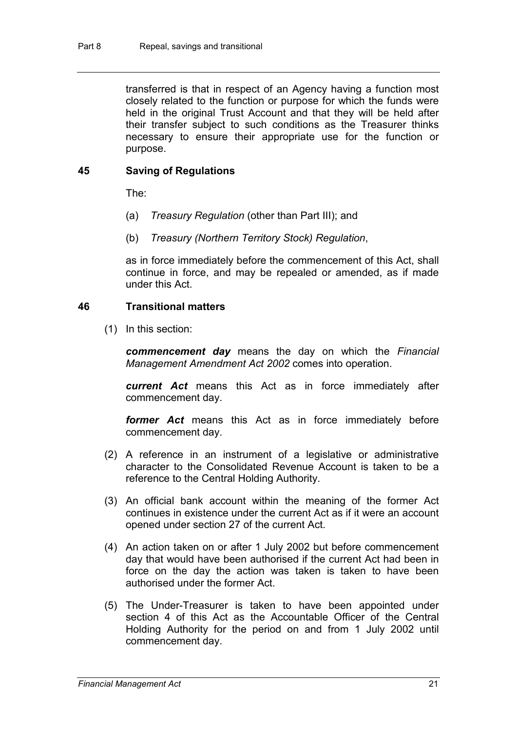transferred is that in respect of an Agency having a function most closely related to the function or purpose for which the funds were held in the original Trust Account and that they will be held after their transfer subject to such conditions as the Treasurer thinks necessary to ensure their appropriate use for the function or purpose.

### 45 Saving of Regulations

The:

(a) *Treasury Regulation* (other than Part III); and

(b) *Treasury (Northern Territory Stock) Regulation*,

as in force immediately before the commencement of this Act, shall continue in force, and may be repealed or amended, as if made under this Act.

### 46 Transitional matters

(1) In this section:

***commencement day*** means the day on which the *Financial Management Amendment Act 2002* comes into operation.

***current Act*** means this Act as in force immediately after commencement day.

***former Act*** means this Act as in force immediately before commencement day.

(2) A reference in an instrument of a legislative or administrative character to the Consolidated Revenue Account is taken to be a reference to the Central Holding Authority.

(3) An official bank account within the meaning of the former Act continues in existence under the current Act as if it were an account opened under section 27 of the current Act.

(4) An action taken on or after 1 July 2002 but before commencement day that would have been authorised if the current Act had been in force on the day the action was taken is taken to have been authorised under the former Act.

(5) The Under-Treasurer is taken to have been appointed under section 4 of this Act as the Accountable Officer of the Central Holding Authority for the period on and from 1 July 2002 until commencement day.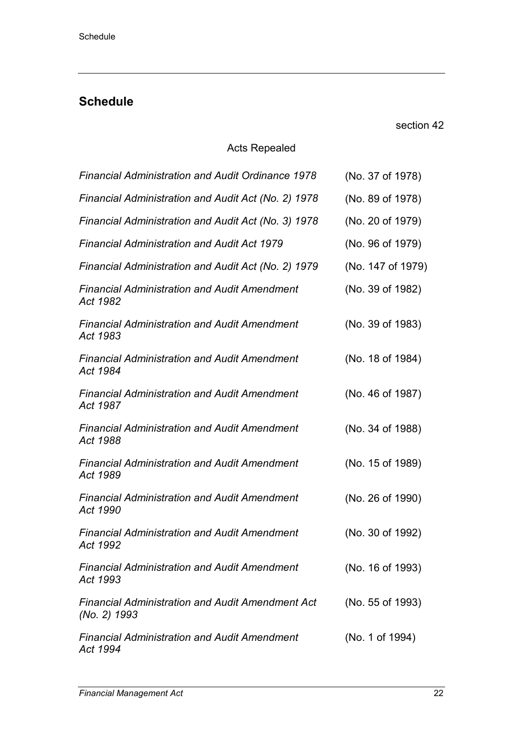## Schedule

section 42

Acts Repealed

| | |
|---|---|
| *Financial Administration and Audit Ordinance 1978* | (No. 37 of 1978) |
| *Financial Administration and Audit Act (No. 2) 1978* | (No. 89 of 1978) |
| *Financial Administration and Audit Act (No. 3) 1978* | (No. 20 of 1979) |
| *Financial Administration and Audit Act 1979* | (No. 96 of 1979) |
| *Financial Administration and Audit Act (No. 2) 1979* | (No. 147 of 1979) |
| *Financial Administration and Audit Amendment Act 1982* | (No. 39 of 1982) |
| *Financial Administration and Audit Amendment Act 1983* | (No. 39 of 1983) |
| *Financial Administration and Audit Amendment Act 1984* | (No. 18 of 1984) |
| *Financial Administration and Audit Amendment Act 1987* | (No. 46 of 1987) |
| *Financial Administration and Audit Amendment Act 1988* | (No. 34 of 1988) |
| *Financial Administration and Audit Amendment Act 1989* | (No. 15 of 1989) |
| *Financial Administration and Audit Amendment Act 1990* | (No. 26 of 1990) |
| *Financial Administration and Audit Amendment Act 1992* | (No. 30 of 1992) |
| *Financial Administration and Audit Amendment Act 1993* | (No. 16 of 1993) |
| *Financial Administration and Audit Amendment Act (No. 2) 1993* | (No. 55 of 1993) |
| *Financial Administration and Audit Amendment Act 1994* | (No. 1 of 1994) |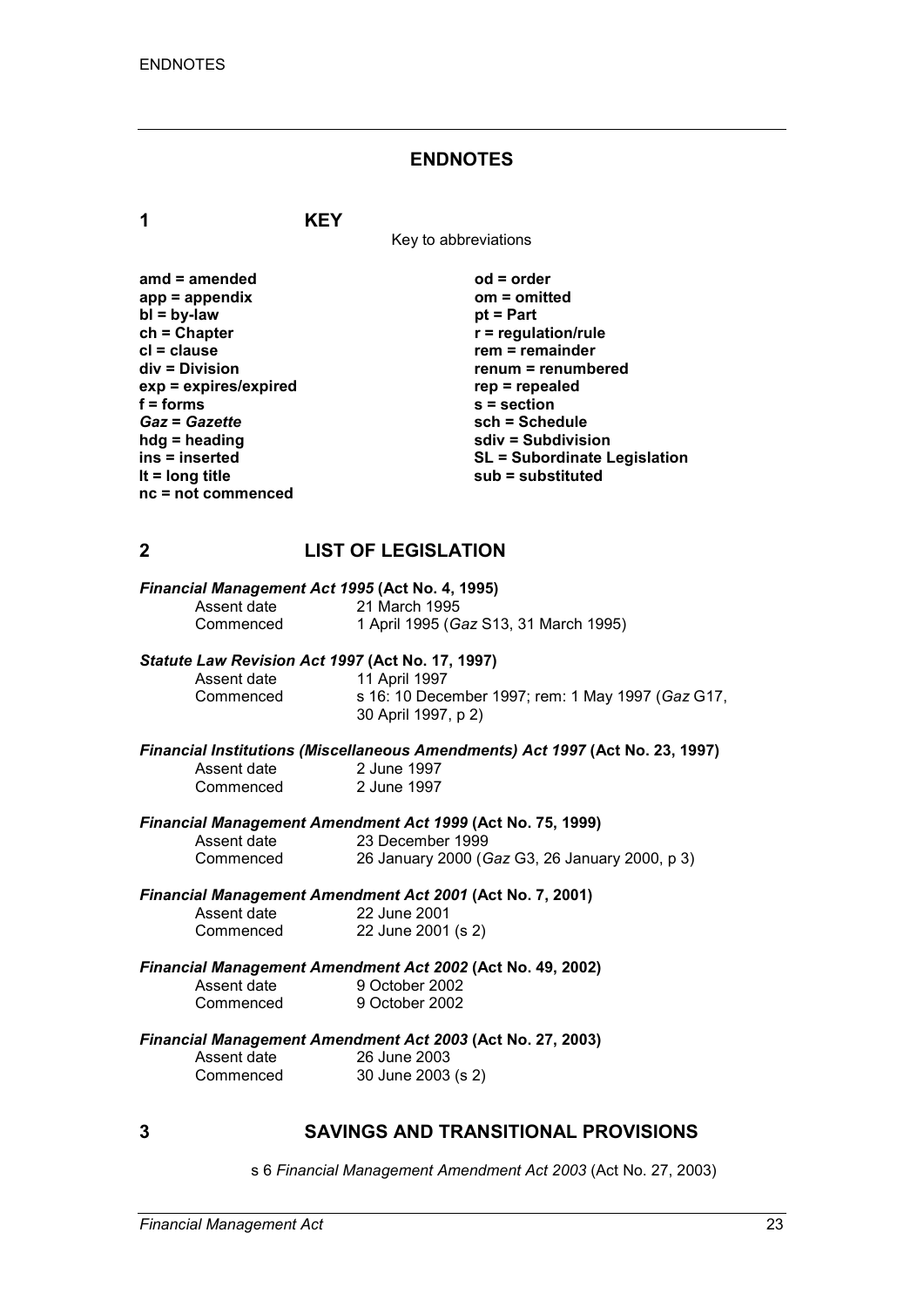# ENDNOTES

## 1 KEY

Key to abbreviations

| | |
|---|---|
| **amd = amended** | **od = order** |
| **app = appendix** | **om = omitted** |
| **bl = by-law** | **pt = Part** |
| **ch = Chapter** | **r = regulation/rule** |
| **cl = clause** | **rem = remainder** |
| **div = Division** | **renum = renumbered** |
| **exp = expires/expired** | **rep = repealed** |
| **f = forms** | **s = section** |
| ***Gaz* = *Gazette*** | **sch = Schedule** |
| **hdg = heading** | **sdiv = Subdivision** |
| **ins = inserted** | **SL = Subordinate Legislation** |
| **lt = long title** | **sub = substituted** |
| **nc = not commenced** | |

## 2 LIST OF LEGISLATION

***Financial Management Act 1995* (Act No. 4, 1995)**

| | |
|---|---|
| Assent date | 21 March 1995 |
| Commenced | 1 April 1995 (*Gaz* S13, 31 March 1995) |

***Statute Law Revision Act 1997* (Act No. 17, 1997)**

| | |
|---|---|
| Assent date | 11 April 1997 |
| Commenced | s 16: 10 December 1997; rem: 1 May 1997 (*Gaz* G17, 30 April 1997, p 2) |

***Financial Institutions (Miscellaneous Amendments) Act 1997* (Act No. 23, 1997)**

| | |
|---|---|
| Assent date | 2 June 1997 |
| Commenced | 2 June 1997 |

***Financial Management Amendment Act 1999* (Act No. 75, 1999)**

| | |
|---|---|
| Assent date | 23 December 1999 |
| Commenced | 26 January 2000 (*Gaz* G3, 26 January 2000, p 3) |

***Financial Management Amendment Act 2001* (Act No. 7, 2001)**

| | |
|---|---|
| Assent date | 22 June 2001 |
| Commenced | 22 June 2001 (s 2) |

***Financial Management Amendment Act 2002* (Act No. 49, 2002)**

| | |
|---|---|
| Assent date | 9 October 2002 |
| Commenced | 9 October 2002 |

***Financial Management Amendment Act 2003* (Act No. 27, 2003)**

| | |
|---|---|
| Assent date | 26 June 2003 |
| Commenced | 30 June 2003 (s 2) |

## 3 SAVINGS AND TRANSITIONAL PROVISIONS

s 6 *Financial Management Amendment Act 2003* (Act No. 27, 2003)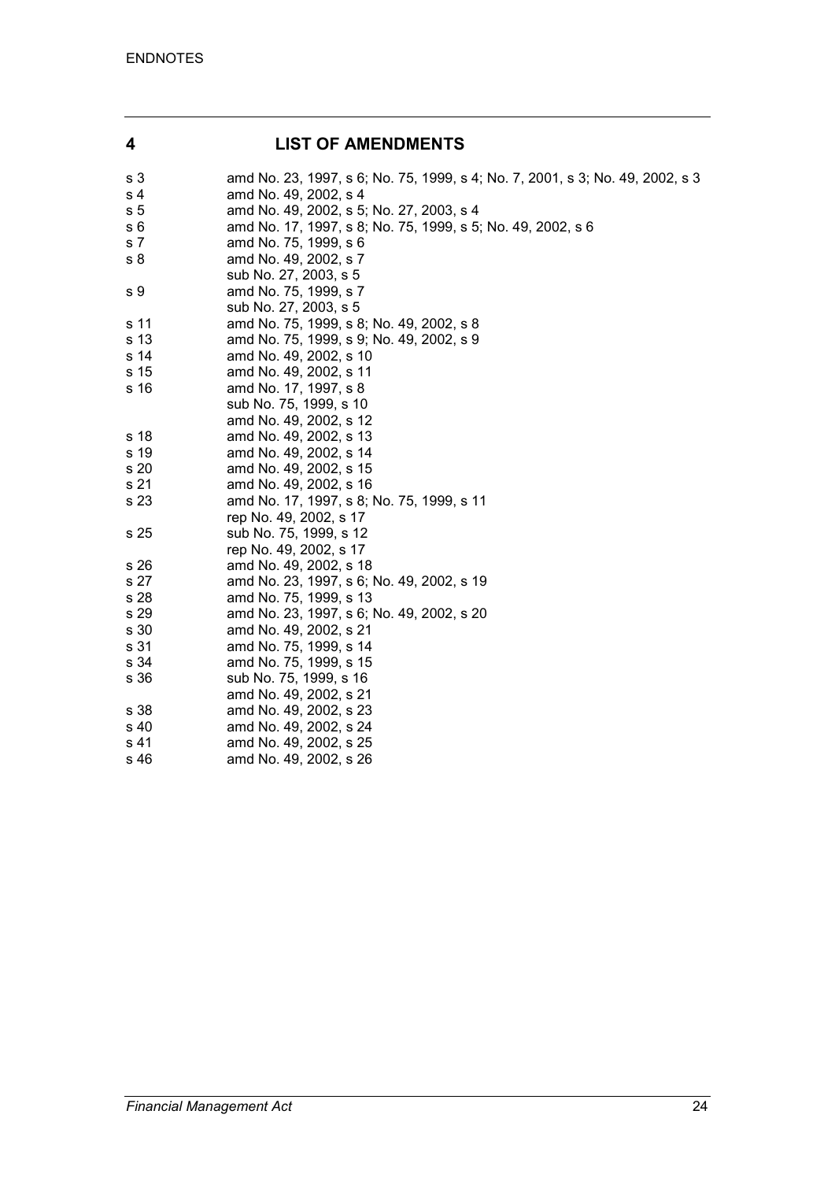## 4 LIST OF AMENDMENTS

| | |
|---|---|
| s 3 | amd No. 23, 1997, s 6; No. 75, 1999, s 4; No. 7, 2001, s 3; No. 49, 2002, s 3 |
| s 4 | amd No. 49, 2002, s 4 |
| s 5 | amd No. 49, 2002, s 5; No. 27, 2003, s 4 |
| s 6 | amd No. 17, 1997, s 8; No. 75, 1999, s 5; No. 49, 2002, s 6 |
| s 7 | amd No. 75, 1999, s 6 |
| s 8 | amd No. 49, 2002, s 7 |
| | sub No. 27, 2003, s 5 |
| s 9 | amd No. 75, 1999, s 7 |
| | sub No. 27, 2003, s 5 |
| s 11 | amd No. 75, 1999, s 8; No. 49, 2002, s 8 |
| s 13 | amd No. 75, 1999, s 9; No. 49, 2002, s 9 |
| s 14 | amd No. 49, 2002, s 10 |
| s 15 | amd No. 49, 2002, s 11 |
| s 16 | amd No. 17, 1997, s 8 |
| | sub No. 75, 1999, s 10 |
| | amd No. 49, 2002, s 12 |
| s 18 | amd No. 49, 2002, s 13 |
| s 19 | amd No. 49, 2002, s 14 |
| s 20 | amd No. 49, 2002, s 15 |
| s 21 | amd No. 49, 2002, s 16 |
| s 23 | amd No. 17, 1997, s 8; No. 75, 1999, s 11 |
| | rep No. 49, 2002, s 17 |
| s 25 | sub No. 75, 1999, s 12 |
| | rep No. 49, 2002, s 17 |
| s 26 | amd No. 49, 2002, s 18 |
| s 27 | amd No. 23, 1997, s 6; No. 49, 2002, s 19 |
| s 28 | amd No. 75, 1999, s 13 |
| s 29 | amd No. 23, 1997, s 6; No. 49, 2002, s 20 |
| s 30 | amd No. 49, 2002, s 21 |
| s 31 | amd No. 75, 1999, s 14 |
| s 34 | amd No. 75, 1999, s 15 |
| s 36 | sub No. 75, 1999, s 16 |
| | amd No. 49, 2002, s 21 |
| s 38 | amd No. 49, 2002, s 23 |
| s 40 | amd No. 49, 2002, s 24 |
| s 41 | amd No. 49, 2002, s 25 |
| s 46 | amd No. 49, 2002, s 26 |